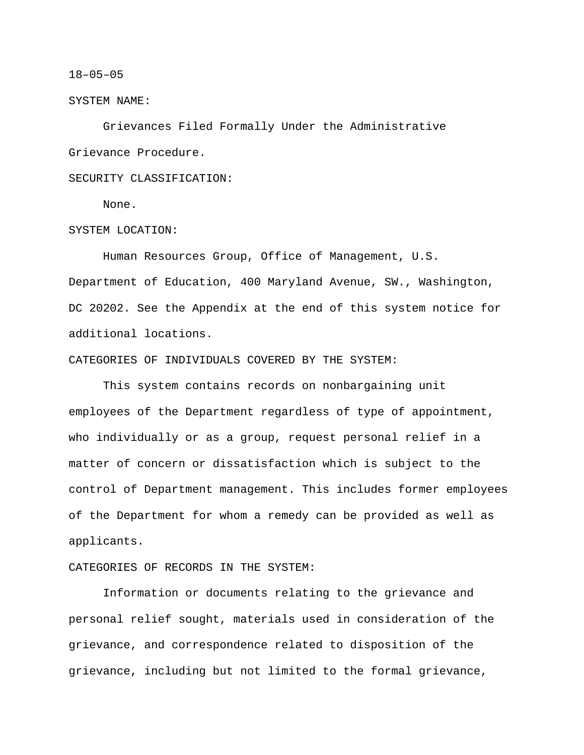18–05–05

SYSTEM NAME:

Grievances Filed Formally Under the Administrative Grievance Procedure.

SECURITY CLASSIFICATION:

None.

SYSTEM LOCATION:

Human Resources Group, Office of Management, U.S. Department of Education, 400 Maryland Avenue, SW., Washington, DC 20202. See the Appendix at the end of this system notice for additional locations.

CATEGORIES OF INDIVIDUALS COVERED BY THE SYSTEM:

This system contains records on nonbargaining unit employees of the Department regardless of type of appointment, who individually or as a group, request personal relief in a matter of concern or dissatisfaction which is subject to the control of Department management. This includes former employees of the Department for whom a remedy can be provided as well as applicants.

CATEGORIES OF RECORDS IN THE SYSTEM:

Information or documents relating to the grievance and personal relief sought, materials used in consideration of the grievance, and correspondence related to disposition of the grievance, including but not limited to the formal grievance,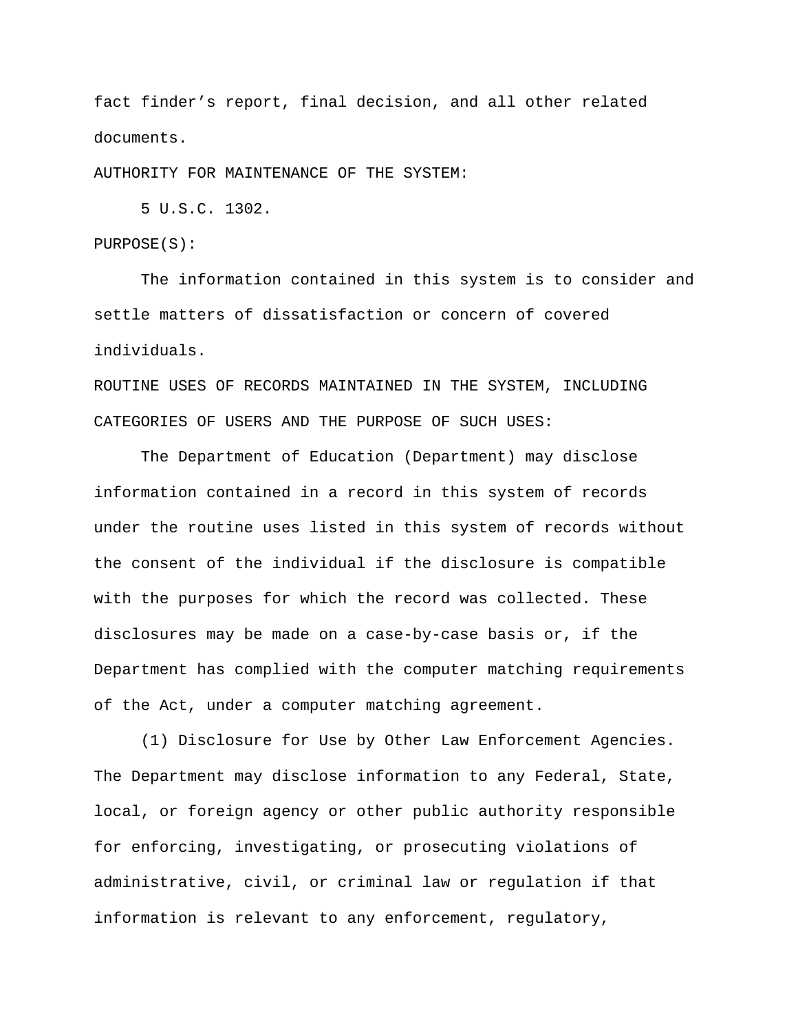fact finder's report, final decision, and all other related documents.

AUTHORITY FOR MAINTENANCE OF THE SYSTEM:

5 U.S.C. 1302.

PURPOSE(S):

The information contained in this system is to consider and settle matters of dissatisfaction or concern of covered individuals.

ROUTINE USES OF RECORDS MAINTAINED IN THE SYSTEM, INCLUDING CATEGORIES OF USERS AND THE PURPOSE OF SUCH USES:

The Department of Education (Department) may disclose information contained in a record in this system of records under the routine uses listed in this system of records without the consent of the individual if the disclosure is compatible with the purposes for which the record was collected. These disclosures may be made on a case-by-case basis or, if the Department has complied with the computer matching requirements of the Act, under a computer matching agreement.

(1) Disclosure for Use by Other Law Enforcement Agencies. The Department may disclose information to any Federal, State, local, or foreign agency or other public authority responsible for enforcing, investigating, or prosecuting violations of administrative, civil, or criminal law or regulation if that information is relevant to any enforcement, regulatory,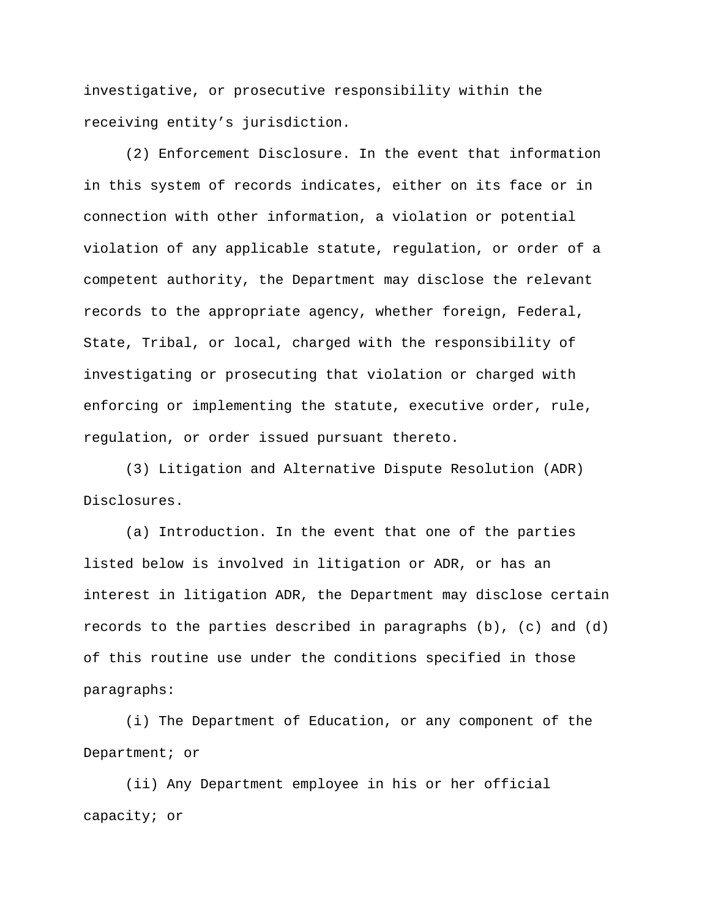investigative, or prosecutive responsibility within the receiving entity's jurisdiction.

(2) Enforcement Disclosure. In the event that information in this system of records indicates, either on its face or in connection with other information, a violation or potential violation of any applicable statute, regulation, or order of a competent authority, the Department may disclose the relevant records to the appropriate agency, whether foreign, Federal, State, Tribal, or local, charged with the responsibility of investigating or prosecuting that violation or charged with enforcing or implementing the statute, executive order, rule, regulation, or order issued pursuant thereto.

(3) Litigation and Alternative Dispute Resolution (ADR) Disclosures.

(a) Introduction. In the event that one of the parties listed below is involved in litigation or ADR, or has an interest in litigation ADR, the Department may disclose certain records to the parties described in paragraphs (b), (c) and (d) of this routine use under the conditions specified in those paragraphs:

(i) The Department of Education, or any component of the Department; or

(ii) Any Department employee in his or her official capacity; or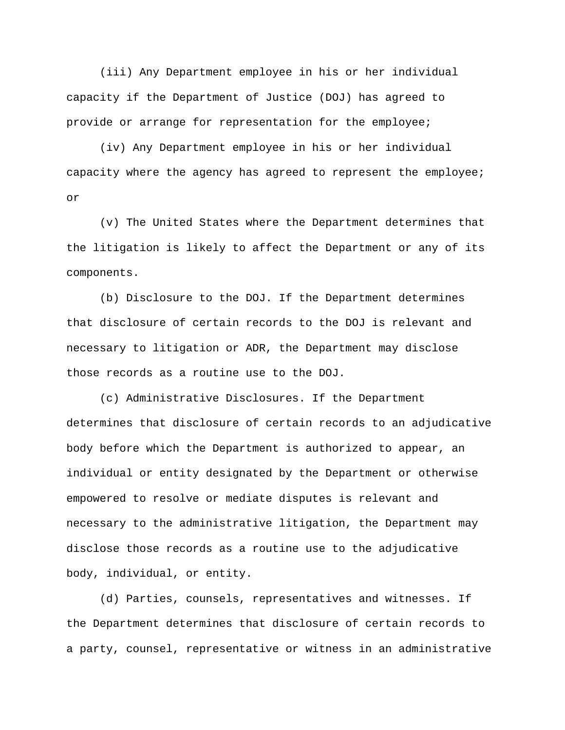(iii) Any Department employee in his or her individual capacity if the Department of Justice (DOJ) has agreed to provide or arrange for representation for the employee;

(iv) Any Department employee in his or her individual capacity where the agency has agreed to represent the employee; or

(v) The United States where the Department determines that the litigation is likely to affect the Department or any of its components.

(b) Disclosure to the DOJ. If the Department determines that disclosure of certain records to the DOJ is relevant and necessary to litigation or ADR, the Department may disclose those records as a routine use to the DOJ.

(c) Administrative Disclosures. If the Department determines that disclosure of certain records to an adjudicative body before which the Department is authorized to appear, an individual or entity designated by the Department or otherwise empowered to resolve or mediate disputes is relevant and necessary to the administrative litigation, the Department may disclose those records as a routine use to the adjudicative body, individual, or entity.

(d) Parties, counsels, representatives and witnesses. If the Department determines that disclosure of certain records to a party, counsel, representative or witness in an administrative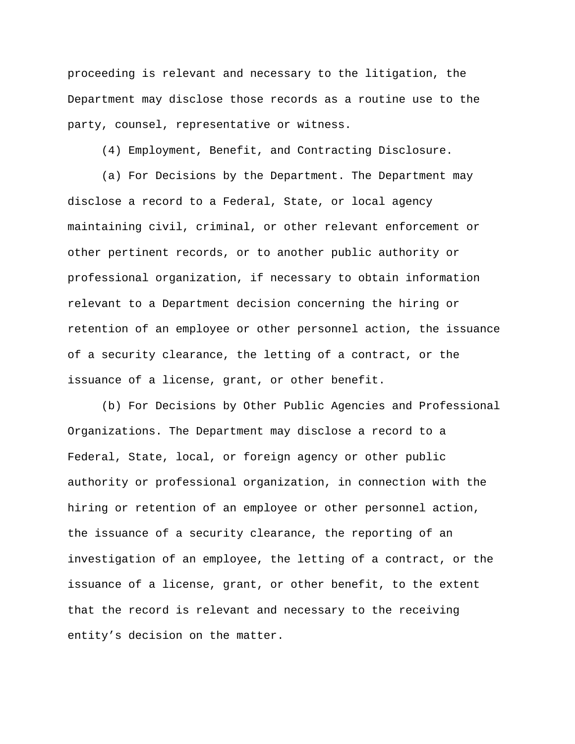proceeding is relevant and necessary to the litigation, the Department may disclose those records as a routine use to the party, counsel, representative or witness.

(4) Employment, Benefit, and Contracting Disclosure.

(a) For Decisions by the Department. The Department may disclose a record to a Federal, State, or local agency maintaining civil, criminal, or other relevant enforcement or other pertinent records, or to another public authority or professional organization, if necessary to obtain information relevant to a Department decision concerning the hiring or retention of an employee or other personnel action, the issuance of a security clearance, the letting of a contract, or the issuance of a license, grant, or other benefit.

(b) For Decisions by Other Public Agencies and Professional Organizations. The Department may disclose a record to a Federal, State, local, or foreign agency or other public authority or professional organization, in connection with the hiring or retention of an employee or other personnel action, the issuance of a security clearance, the reporting of an investigation of an employee, the letting of a contract, or the issuance of a license, grant, or other benefit, to the extent that the record is relevant and necessary to the receiving entity's decision on the matter.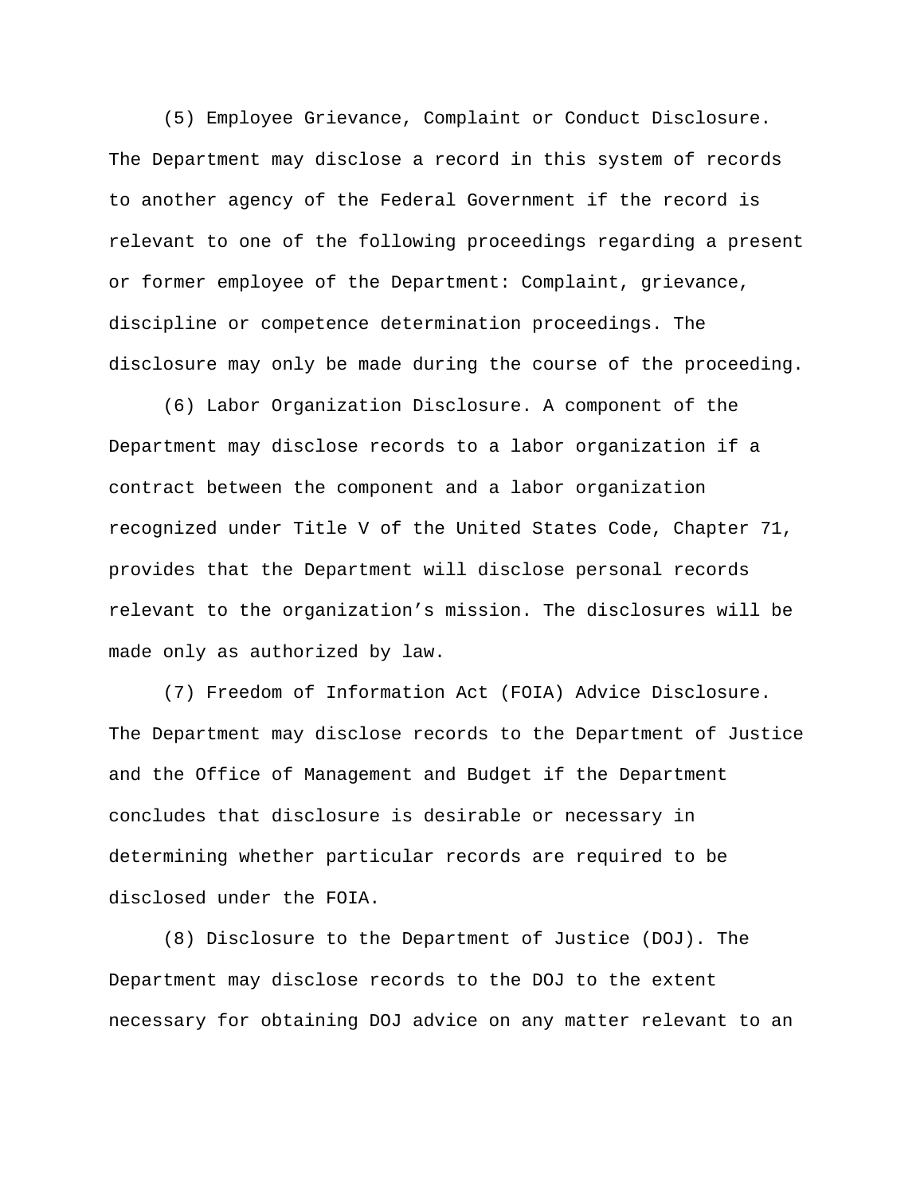(5) Employee Grievance, Complaint or Conduct Disclosure. The Department may disclose a record in this system of records to another agency of the Federal Government if the record is relevant to one of the following proceedings regarding a present or former employee of the Department: Complaint, grievance, discipline or competence determination proceedings. The disclosure may only be made during the course of the proceeding.

(6) Labor Organization Disclosure. A component of the Department may disclose records to a labor organization if a contract between the component and a labor organization recognized under Title V of the United States Code, Chapter 71, provides that the Department will disclose personal records relevant to the organization's mission. The disclosures will be made only as authorized by law.

(7) Freedom of Information Act (FOIA) Advice Disclosure. The Department may disclose records to the Department of Justice and the Office of Management and Budget if the Department concludes that disclosure is desirable or necessary in determining whether particular records are required to be disclosed under the FOIA.

(8) Disclosure to the Department of Justice (DOJ). The Department may disclose records to the DOJ to the extent necessary for obtaining DOJ advice on any matter relevant to an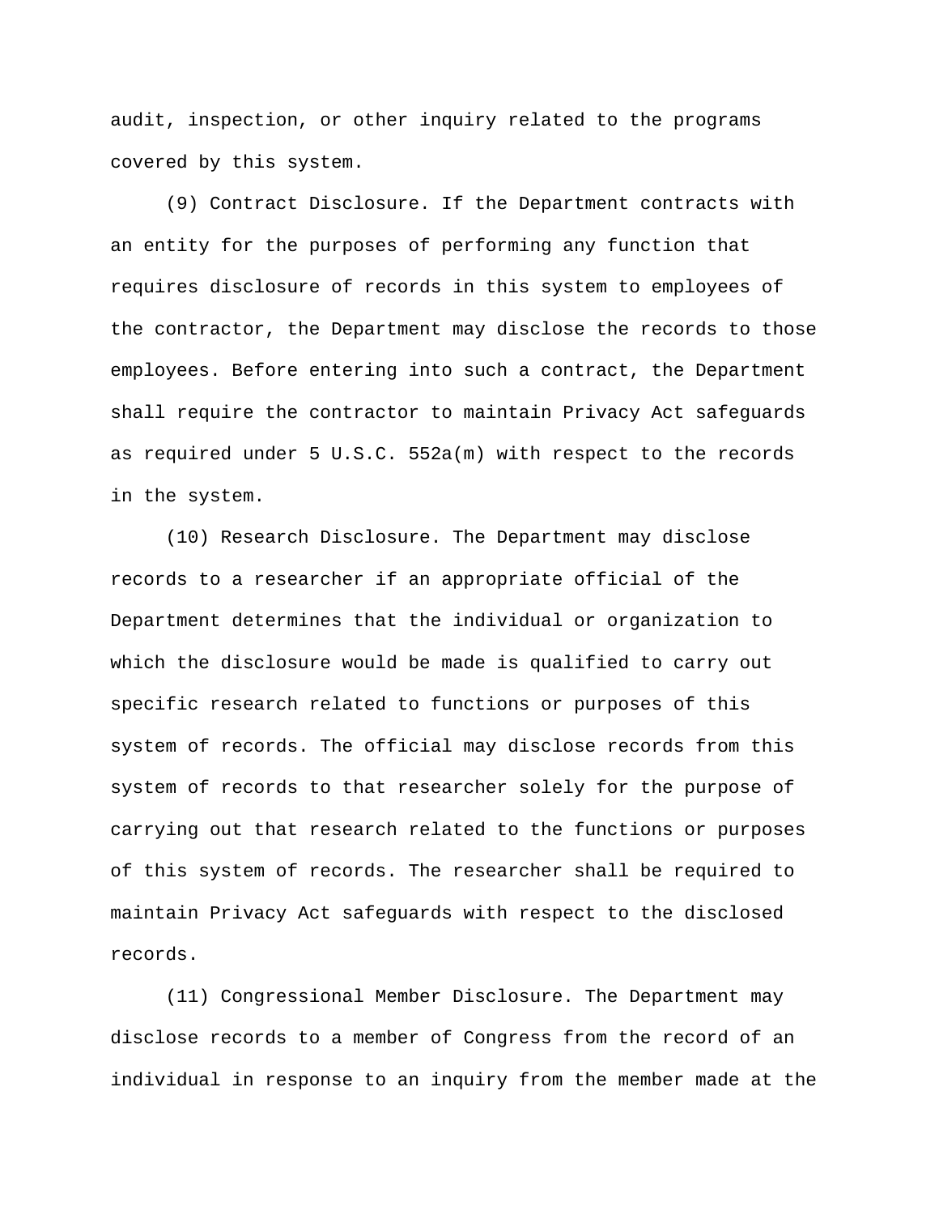audit, inspection, or other inquiry related to the programs covered by this system.

(9) Contract Disclosure. If the Department contracts with an entity for the purposes of performing any function that requires disclosure of records in this system to employees of the contractor, the Department may disclose the records to those employees. Before entering into such a contract, the Department shall require the contractor to maintain Privacy Act safeguards as required under 5 U.S.C. 552a(m) with respect to the records in the system.

(10) Research Disclosure. The Department may disclose records to a researcher if an appropriate official of the Department determines that the individual or organization to which the disclosure would be made is qualified to carry out specific research related to functions or purposes of this system of records. The official may disclose records from this system of records to that researcher solely for the purpose of carrying out that research related to the functions or purposes of this system of records. The researcher shall be required to maintain Privacy Act safeguards with respect to the disclosed records.

(11) Congressional Member Disclosure. The Department may disclose records to a member of Congress from the record of an individual in response to an inquiry from the member made at the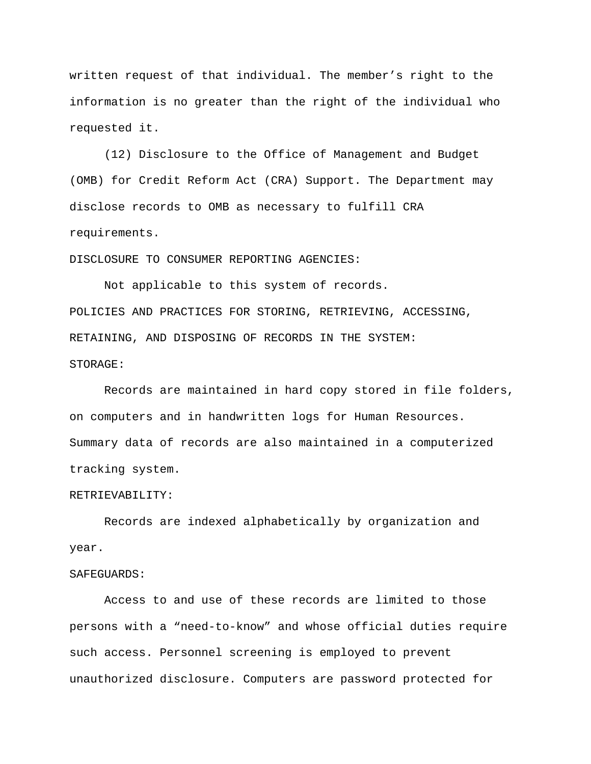written request of that individual. The member's right to the information is no greater than the right of the individual who requested it.

(12) Disclosure to the Office of Management and Budget (OMB) for Credit Reform Act (CRA) Support. The Department may disclose records to OMB as necessary to fulfill CRA requirements.

DISCLOSURE TO CONSUMER REPORTING AGENCIES:

Not applicable to this system of records.

POLICIES AND PRACTICES FOR STORING, RETRIEVING, ACCESSING, RETAINING, AND DISPOSING OF RECORDS IN THE SYSTEM:

STORAGE:

Records are maintained in hard copy stored in file folders, on computers and in handwritten logs for Human Resources. Summary data of records are also maintained in a computerized tracking system.

RETRIEVABILITY:

Records are indexed alphabetically by organization and year.

SAFEGUARDS:

Access to and use of these records are limited to those persons with a "need-to-know" and whose official duties require such access. Personnel screening is employed to prevent unauthorized disclosure. Computers are password protected for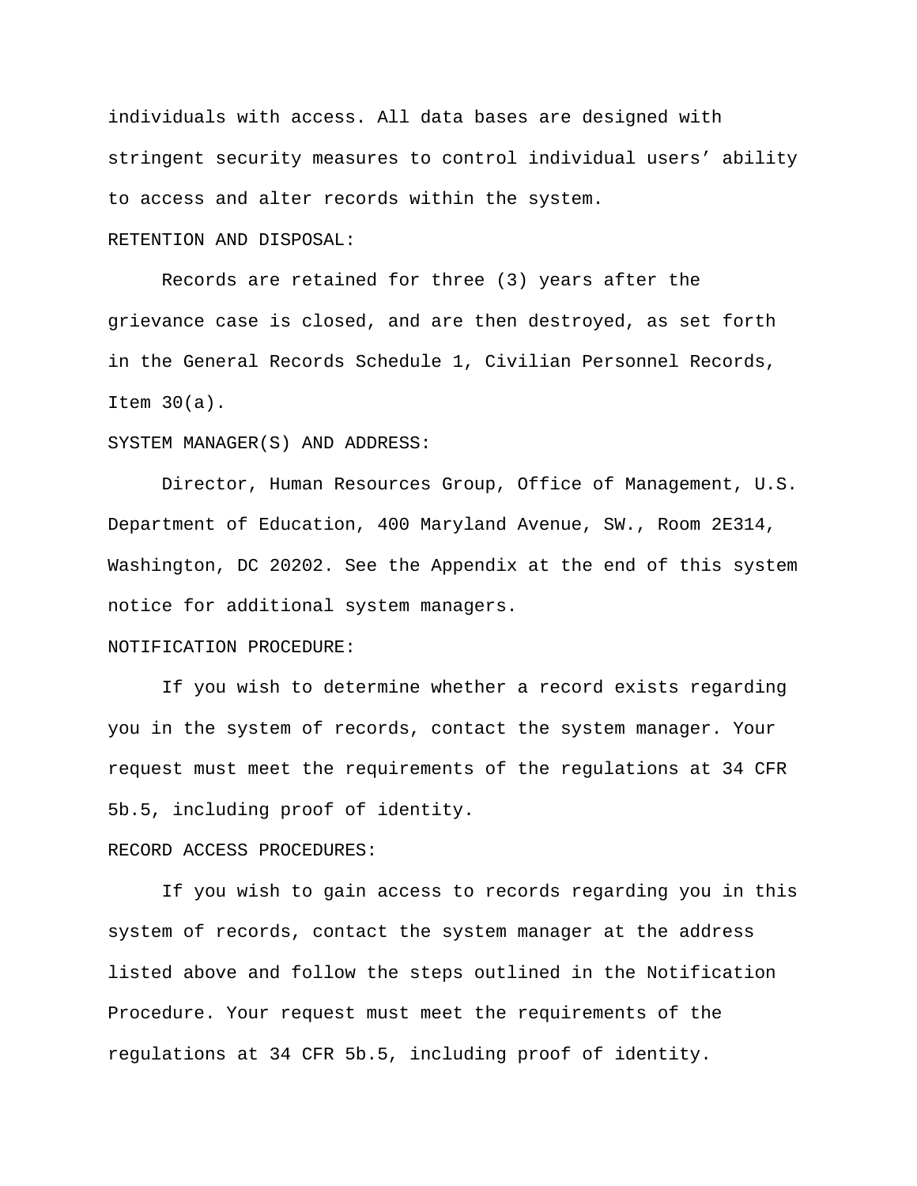individuals with access. All data bases are designed with stringent security measures to control individual users' ability to access and alter records within the system.

RETENTION AND DISPOSAL:

Records are retained for three (3) years after the grievance case is closed, and are then destroyed, as set forth in the General Records Schedule 1, Civilian Personnel Records, Item 30(a).

SYSTEM MANAGER(S) AND ADDRESS:

Director, Human Resources Group, Office of Management, U.S. Department of Education, 400 Maryland Avenue, SW., Room 2E314, Washington, DC 20202. See the Appendix at the end of this system notice for additional system managers.

NOTIFICATION PROCEDURE:

If you wish to determine whether a record exists regarding you in the system of records, contact the system manager. Your request must meet the requirements of the regulations at 34 CFR 5b.5, including proof of identity.

RECORD ACCESS PROCEDURES:

If you wish to gain access to records regarding you in this system of records, contact the system manager at the address listed above and follow the steps outlined in the Notification Procedure. Your request must meet the requirements of the regulations at 34 CFR 5b.5, including proof of identity.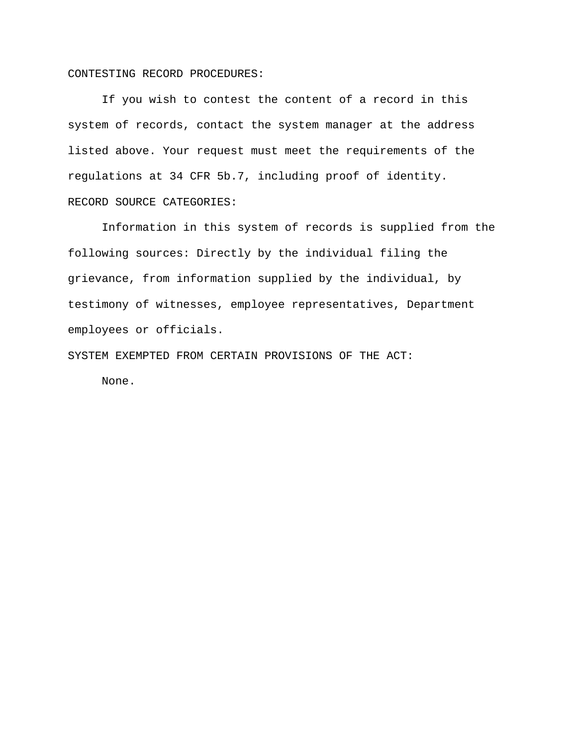CONTESTING RECORD PROCEDURES:

If you wish to contest the content of a record in this system of records, contact the system manager at the address listed above. Your request must meet the requirements of the regulations at 34 CFR 5b.7, including proof of identity.

RECORD SOURCE CATEGORIES:

Information in this system of records is supplied from the following sources: Directly by the individual filing the grievance, from information supplied by the individual, by testimony of witnesses, employee representatives, Department employees or officials.

SYSTEM EXEMPTED FROM CERTAIN PROVISIONS OF THE ACT:

None.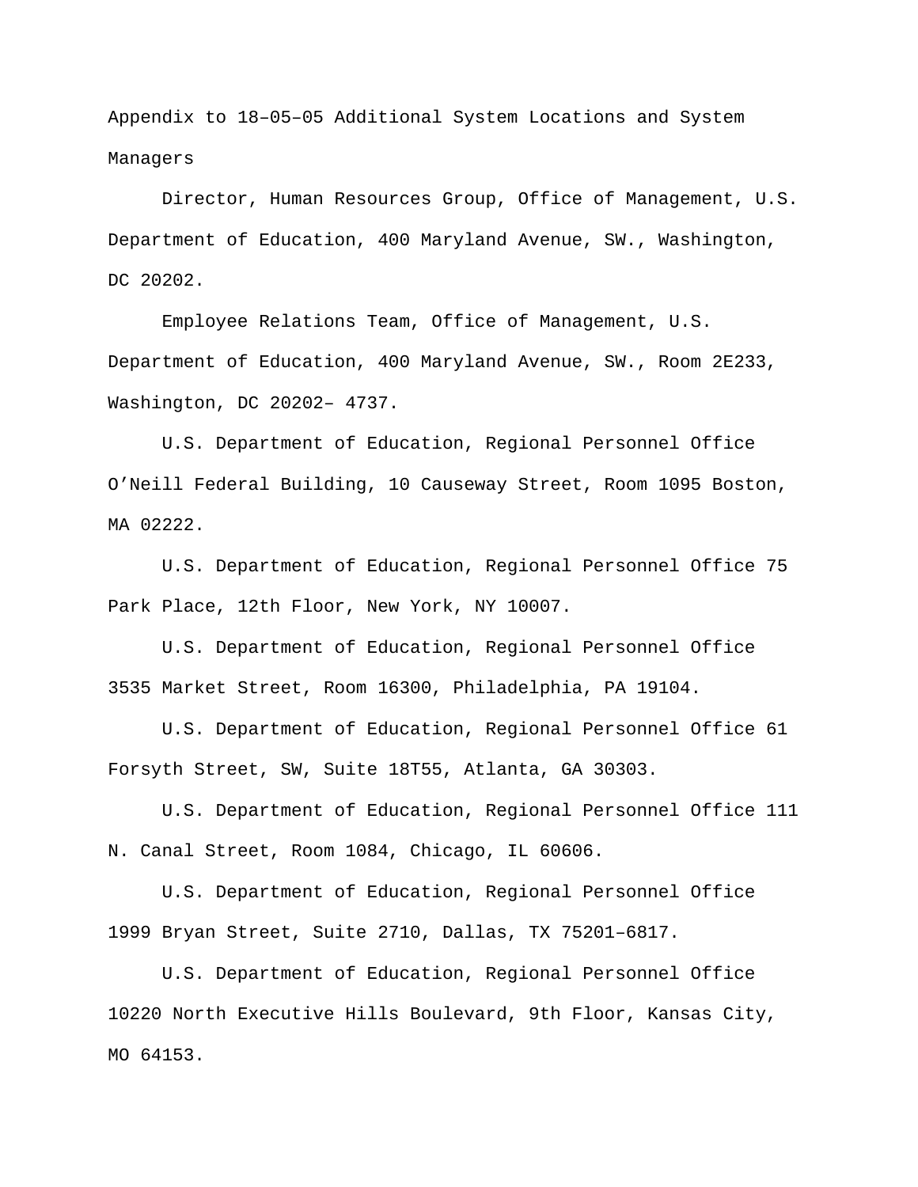Appendix to 18–05–05 Additional System Locations and System Managers

Director, Human Resources Group, Office of Management, U.S. Department of Education, 400 Maryland Avenue, SW., Washington, DC 20202.

Employee Relations Team, Office of Management, U.S. Department of Education, 400 Maryland Avenue, SW., Room 2E233, Washington, DC 20202– 4737.

U.S. Department of Education, Regional Personnel Office O'Neill Federal Building, 10 Causeway Street, Room 1095 Boston, MA 02222.

U.S. Department of Education, Regional Personnel Office 75 Park Place, 12th Floor, New York, NY 10007.

U.S. Department of Education, Regional Personnel Office 3535 Market Street, Room 16300, Philadelphia, PA 19104.

U.S. Department of Education, Regional Personnel Office 61 Forsyth Street, SW, Suite 18T55, Atlanta, GA 30303.

U.S. Department of Education, Regional Personnel Office 111 N. Canal Street, Room 1084, Chicago, IL 60606.

U.S. Department of Education, Regional Personnel Office 1999 Bryan Street, Suite 2710, Dallas, TX 75201–6817.

U.S. Department of Education, Regional Personnel Office 10220 North Executive Hills Boulevard, 9th Floor, Kansas City, MO 64153.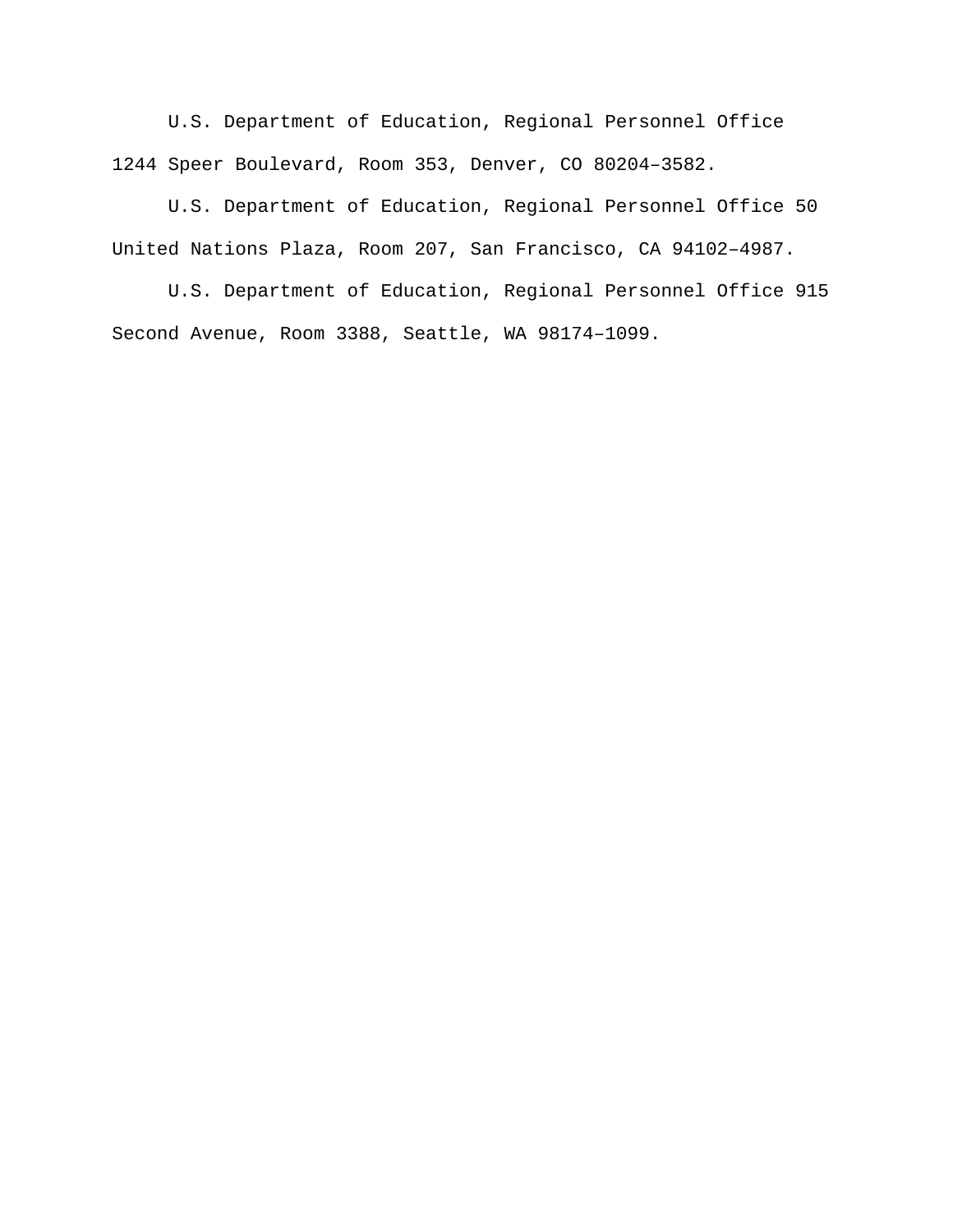U.S. Department of Education, Regional Personnel Office 1244 Speer Boulevard, Room 353, Denver, CO 80204–3582.

U.S. Department of Education, Regional Personnel Office 50 United Nations Plaza, Room 207, San Francisco, CA 94102–4987.

U.S. Department of Education, Regional Personnel Office 915 Second Avenue, Room 3388, Seattle, WA 98174–1099.